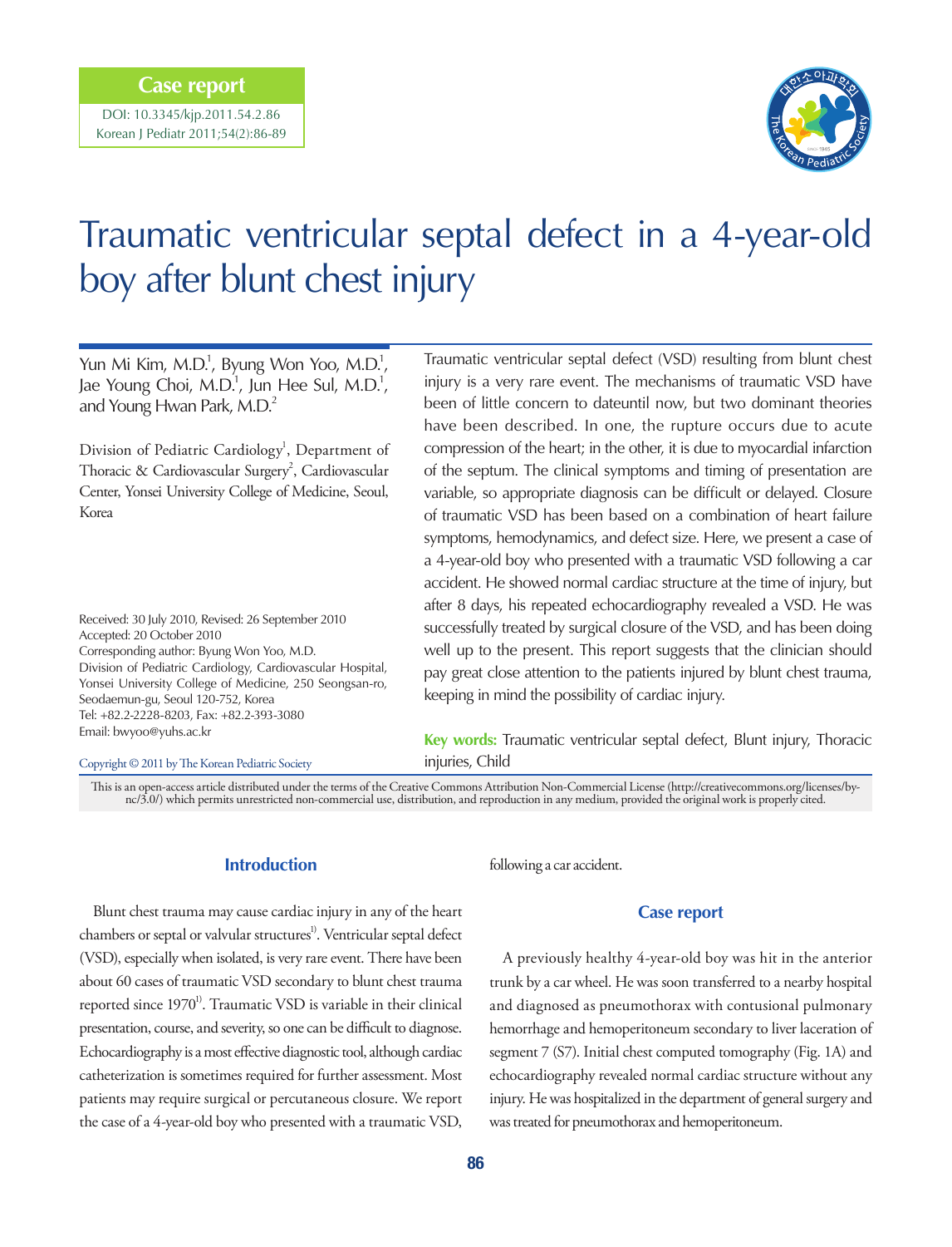Case report

DOI: 10.3345/kjp.2011.54.2.86
Korean J Pediatr 2011;54(2):86-89

# Traumatic ventricular septal defect in a 4-year-old boy after blunt chest injury

Yun Mi Kim, M.D.[1], Byung Won Yoo, M.D.[1], Jae Young Choi, M.D.[1], Jun Hee Sul, M.D.[1], and Young Hwan Park, M.D.[2]

Division of Pediatric Cardiology[1], Department of Thoracic & Cardiovascular Surgery[2], Cardiovascular Center, Yonsei University College of Medicine, Seoul, Korea

Received: 30 July 2010, Revised: 26 September 2010
Accepted: 20 October 2010
Corresponding author: Byung Won Yoo, M.D.
Division of Pediatric Cardiology, Cardiovascular Hospital, Yonsei University College of Medicine, 250 Seongsan-ro, Seodaemun-gu, Seoul 120-752, Korea
Tel: +82.2-2228-8203, Fax: +82.2-393-3080
Email: bwyoo@yuhs.ac.kr

Copyright © 2011 by The Korean Pediatric Society

Traumatic ventricular septal defect (VSD) resulting from blunt chest injury is a very rare event. The mechanisms of traumatic VSD have been of little concern to dateuntil now, but two dominant theories have been described. In one, the rupture occurs due to acute compression of the heart; in the other, it is due to myocardial infarction of the septum. The clinical symptoms and timing of presentation are variable, so appropriate diagnosis can be difficult or delayed. Closure of traumatic VSD has been based on a combination of heart failure symptoms, hemodynamics, and defect size. Here, we present a case of a 4-year-old boy who presented with a traumatic VSD following a car accident. He showed normal cardiac structure at the time of injury, but after 8 days, his repeated echocardiography revealed a VSD. He was successfully treated by surgical closure of the VSD, and has been doing well up to the present. This report suggests that the clinician should pay great close attention to the patients injured by blunt chest trauma, keeping in mind the possibility of cardiac injury.

**Key words:** Traumatic ventricular septal defect, Blunt injury, Thoracic injuries, Child

This is an open-access article distributed under the terms of the Creative Commons Attribution Non-Commercial License (http://creativecommons.org/licenses/by-nc/3.0/) which permits unrestricted non-commercial use, distribution, and reproduction in any medium, provided the original work is properly cited.

## Introduction

Blunt chest trauma may cause cardiac injury in any of the heart chambers or septal or valvular structures[1]. Ventricular septal defect (VSD), especially when isolated, is very rare event. There have been about 60 cases of traumatic VSD secondary to blunt chest trauma reported since 1970[1]. Traumatic VSD is variable in their clinical presentation, course, and severity, so one can be difficult to diagnose. Echocardiography is a most effective diagnostic tool, although cardiac catheterization is sometimes required for further assessment. Most patients may require surgical or percutaneous closure. We report the case of a 4-year-old boy who presented with a traumatic VSD, following a car accident.

## Case report

A previously healthy 4-year-old boy was hit in the anterior trunk by a car wheel. He was soon transferred to a nearby hospital and diagnosed as pneumothorax with contusional pulmonary hemorrhage and hemoperitoneum secondary to liver laceration of segment 7 (S7). Initial chest computed tomography (Fig. 1A) and echocardiography revealed normal cardiac structure without any injury. He was hospitalized in the department of general surgery and was treated for pneumothorax and hemoperitoneum.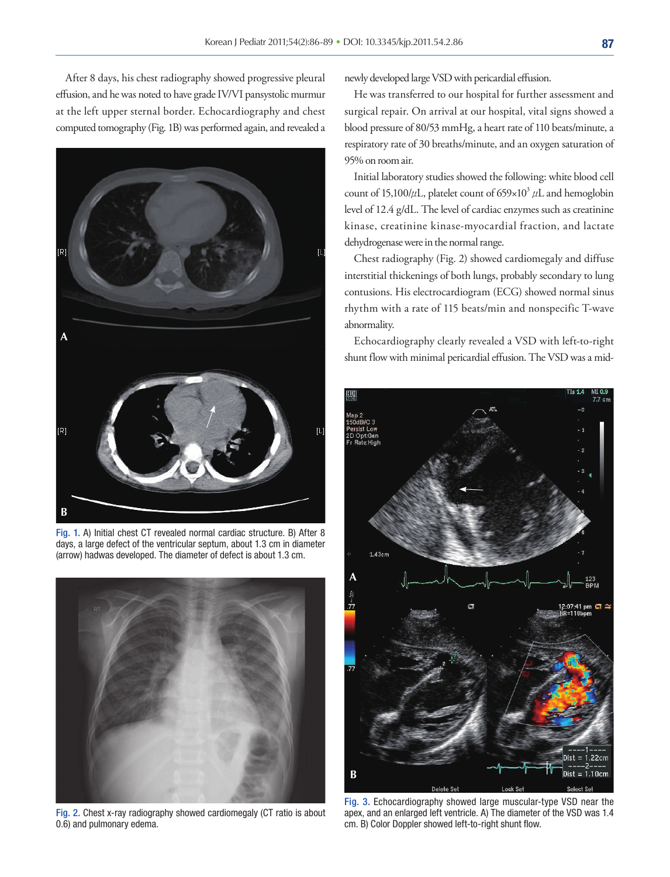After 8 days, his chest radiography showed progressive pleural effusion, and he was noted to have grade IV/VI pansystolic murmur at the left upper sternal border. Echocardiography and chest computed tomography (Fig. 1B) was performed again, and revealed a newly developed large VSD with pericardial effusion.

Fig. 1. A) Initial chest CT revealed normal cardiac structure. B) After 8 days, a large defect of the ventricular septum, about 1.3 cm in diameter (arrow) hadwas developed. The diameter of defect is about 1.3 cm.

Fig. 2. Chest x-ray radiography showed cardiomegaly (CT ratio is about 0.6) and pulmonary edema.

He was transferred to our hospital for further assessment and surgical repair. On arrival at our hospital, vital signs showed a blood pressure of 80/53 mmHg, a heart rate of 110 beats/minute, a respiratory rate of 30 breaths/minute, and an oxygen saturation of 95% on room air.

Initial laboratory studies showed the following: white blood cell count of 15,100/$\mu$L, platelet count of $659\times10^3$ $\mu$L and hemoglobin level of 12.4 g/dL. The level of cardiac enzymes such as creatinine kinase, creatinine kinase-myocardial fraction, and lactate dehydrogenase were in the normal range.

Chest radiography (Fig. 2) showed cardiomegaly and diffuse interstitial thickenings of both lungs, probably secondary to lung contusions. His electrocardiogram (ECG) showed normal sinus rhythm with a rate of 115 beats/min and nonspecific T-wave abnormality.

Echocardiography clearly revealed a VSD with left-to-right shunt flow with minimal pericardial effusion. The VSD was a mid-

Fig. 3. Echocardiography showed large muscular-type VSD near the apex, and an enlarged left ventricle. A) The diameter of the VSD was 1.4 cm. B) Color Doppler showed left-to-right shunt flow.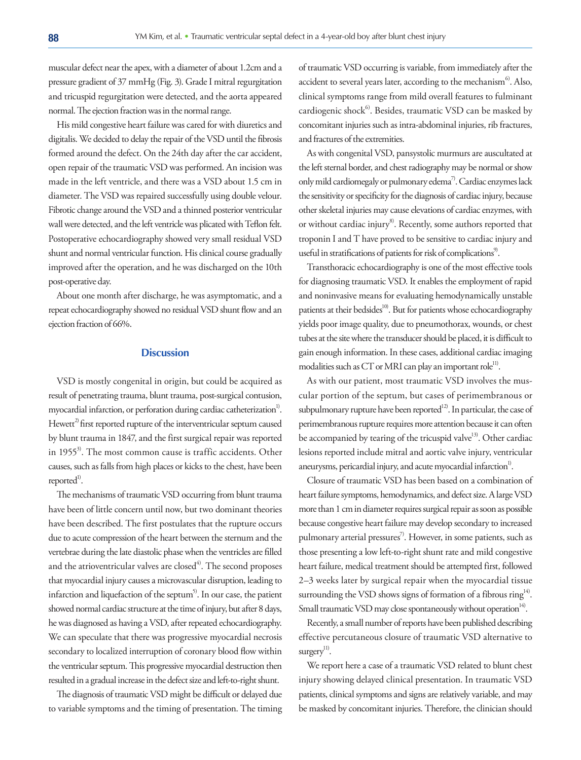muscular defect near the apex, with a diameter of about 1.2cm and a pressure gradient of 37 mmHg (Fig. 3). Grade I mitral regurgitation and tricuspid regurgitation were detected, and the aorta appeared normal. The ejection fraction was in the normal range.

His mild congestive heart failure was cared for with diuretics and digitalis. We decided to delay the repair of the VSD until the fibrosis formed around the defect. On the 24th day after the car accident, open repair of the traumatic VSD was performed. An incision was made in the left ventricle, and there was a VSD about 1.5 cm in diameter. The VSD was repaired successfully using double velour. Fibrotic change around the VSD and a thinned posterior ventricular wall were detected, and the left ventricle was plicated with Teflon felt. Postoperative echocardiography showed very small residual VSD shunt and normal ventricular function. His clinical course gradually improved after the operation, and he was discharged on the 10th post-operative day.

About one month after discharge, he was asymptomatic, and a repeat echocardiography showed no residual VSD shunt flow and an ejection fraction of 66%.

## Discussion

VSD is mostly congenital in origin, but could be acquired as result of penetrating trauma, blunt trauma, post-surgical contusion, myocardial infarction, or perforation during cardiac catheterization[1]. Hewett[2] first reported rupture of the interventricular septum caused by blunt trauma in 1847, and the first surgical repair was reported in 1955[3]. The most common cause is traffic accidents. Other causes, such as falls from high places or kicks to the chest, have been reported[1].

The mechanisms of traumatic VSD occurring from blunt trauma have been of little concern until now, but two dominant theories have been described. The first postulates that the rupture occurs due to acute compression of the heart between the sternum and the vertebrae during the late diastolic phase when the ventricles are filled and the atrioventricular valves are closed[4]. The second proposes that myocardial injury causes a microvascular disruption, leading to infarction and liquefaction of the septum[5]. In our case, the patient showed normal cardiac structure at the time of injury, but after 8 days, he was diagnosed as having a VSD, after repeated echocardiography. We can speculate that there was progressive myocardial necrosis secondary to localized interruption of coronary blood flow within the ventricular septum. This progressive myocardial destruction then resulted in a gradual increase in the defect size and left-to-right shunt.

The diagnosis of traumatic VSD might be difficult or delayed due to variable symptoms and the timing of presentation. The timing of traumatic VSD occurring is variable, from immediately after the accident to several years later, according to the mechanism[6]. Also, clinical symptoms range from mild overall features to fulminant cardiogenic shock[6]. Besides, traumatic VSD can be masked by concomitant injuries such as intra-abdominal injuries, rib fractures, and fractures of the extremities.

As with congenital VSD, pansystolic murmurs are auscultated at the left sternal border, and chest radiography may be normal or show only mild cardiomegaly or pulmonary edema[7]. Cardiac enzymes lack the sensitivity or specificity for the diagnosis of cardiac injury, because other skeletal injuries may cause elevations of cardiac enzymes, with or without cardiac injury[8]. Recently, some authors reported that troponin I and T have proved to be sensitive to cardiac injury and useful in stratifications of patients for risk of complications[9].

Transthoracic echocardiography is one of the most effective tools for diagnosing traumatic VSD. It enables the employment of rapid and noninvasive means for evaluating hemodynamically unstable patients at their bedsides[10]. But for patients whose echocardiography yields poor image quality, due to pneumothorax, wounds, or chest tubes at the site where the transducer should be placed, it is difficult to gain enough information. In these cases, additional cardiac imaging modalities such as CT or MRI can play an important role[11].

As with our patient, most traumatic VSD involves the muscular portion of the septum, but cases of perimembranous or subpulmonary rupture have been reported[12]. In particular, the case of perimembranous rupture requires more attention because it can often be accompanied by tearing of the tricuspid valve[13]. Other cardiac lesions reported include mitral and aortic valve injury, ventricular aneurysms, pericardial injury, and acute myocardial infarction[1].

Closure of traumatic VSD has been based on a combination of heart failure symptoms, hemodynamics, and defect size. A large VSD more than 1 cm in diameter requires surgical repair as soon as possible because congestive heart failure may develop secondary to increased pulmonary arterial pressures[7]. However, in some patients, such as those presenting a low left-to-right shunt rate and mild congestive heart failure, medical treatment should be attempted first, followed 2–3 weeks later by surgical repair when the myocardial tissue surrounding the VSD shows signs of formation of a fibrous ring[14]. Small traumatic VSD may close spontaneously without operation[14].

Recently, a small number of reports have been published describing effective percutaneous closure of traumatic VSD alternative to surgery[11].

We report here a case of a traumatic VSD related to blunt chest injury showing delayed clinical presentation. In traumatic VSD patients, clinical symptoms and signs are relatively variable, and may be masked by concomitant injuries. Therefore, the clinician should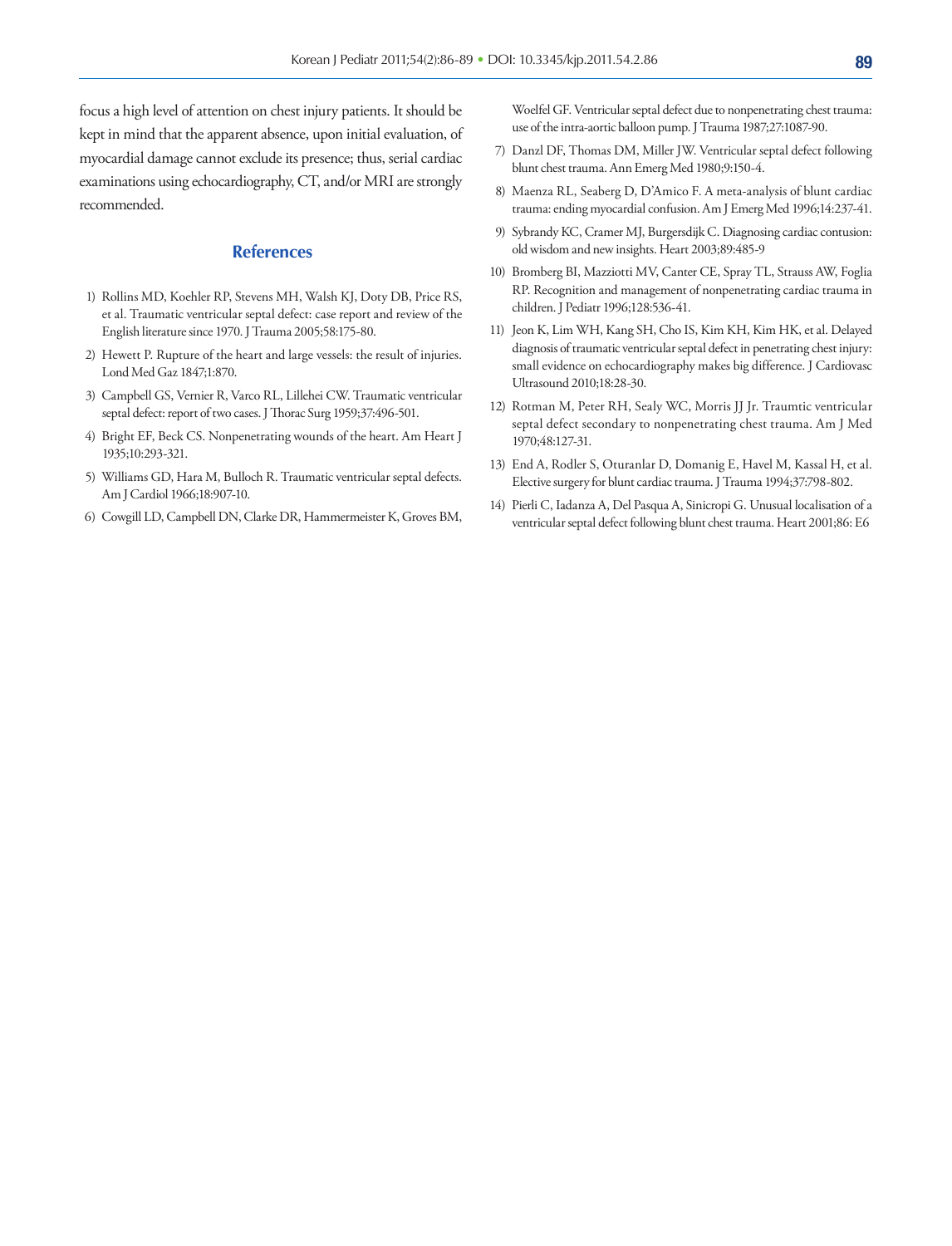focus a high level of attention on chest injury patients. It should be kept in mind that the apparent absence, upon initial evaluation, of myocardial damage cannot exclude its presence; thus, serial cardiac examinations using echocardiography, CT, and/or MRI are strongly recommended.

## References

1) Rollins MD, Koehler RP, Stevens MH, Walsh KJ, Doty DB, Price RS, et al. Traumatic ventricular septal defect: case report and review of the English literature since 1970. J Trauma 2005;58:175-80.

2) Hewett P. Rupture of the heart and large vessels: the result of injuries. Lond Med Gaz 1847;1:870.

3) Campbell GS, Vernier R, Varco RL, Lillehei CW. Traumatic ventricular septal defect: report of two cases. J Thorac Surg 1959;37:496-501.

4) Bright EF, Beck CS. Nonpenetrating wounds of the heart. Am Heart J 1935;10:293-321.

5) Williams GD, Hara M, Bulloch R. Traumatic ventricular septal defects. Am J Cardiol 1966;18:907-10.

6) Cowgill LD, Campbell DN, Clarke DR, Hammermeister K, Groves BM, Woelfel GF. Ventricular septal defect due to nonpenetrating chest trauma: use of the intra-aortic balloon pump. J Trauma 1987;27:1087-90.

7) Danzl DF, Thomas DM, Miller JW. Ventricular septal defect following blunt chest trauma. Ann Emerg Med 1980;9:150-4.

8) Maenza RL, Seaberg D, D'Amico F. A meta-analysis of blunt cardiac trauma: ending myocardial confusion. Am J Emerg Med 1996;14:237-41.

9) Sybrandy KC, Cramer MJ, Burgersdijk C. Diagnosing cardiac contusion: old wisdom and new insights. Heart 2003;89:485-9

10) Bromberg BI, Mazziotti MV, Canter CE, Spray TL, Strauss AW, Foglia RP. Recognition and management of nonpenetrating cardiac trauma in children. J Pediatr 1996;128:536-41.

11) Jeon K, Lim WH, Kang SH, Cho IS, Kim KH, Kim HK, et al. Delayed diagnosis of traumatic ventricular septal defect in penetrating chest injury: small evidence on echocardiography makes big difference. J Cardiovasc Ultrasound 2010;18:28-30.

12) Rotman M, Peter RH, Sealy WC, Morris JJ Jr. Traumtic ventricular septal defect secondary to nonpenetrating chest trauma. Am J Med 1970;48:127-31.

13) End A, Rodler S, Oturanlar D, Domanig E, Havel M, Kassal H, et al. Elective surgery for blunt cardiac trauma. J Trauma 1994;37:798-802.

14) Pierli C, Iadanza A, Del Pasqua A, Sinicropi G. Unusual localisation of a ventricular septal defect following blunt chest trauma. Heart 2001;86: E6